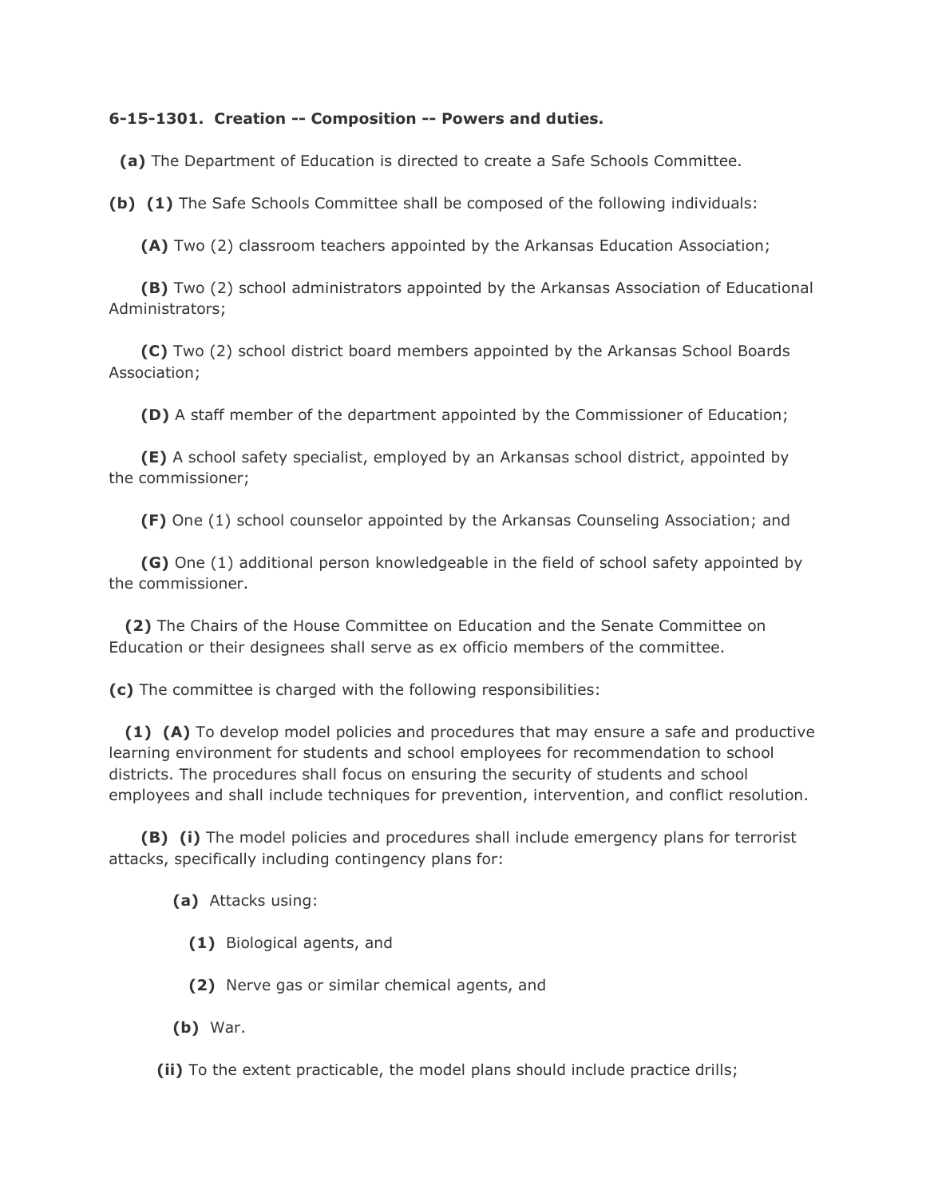**6-15-1301. Creation -- Composition -- Powers and duties.**

**(a)** The Department of Education is directed to create a Safe Schools Committee.

**(b)** **(1)** The Safe Schools Committee shall be composed of the following individuals:

**(A)** Two (2) classroom teachers appointed by the Arkansas Education Association;

**(B)** Two (2) school administrators appointed by the Arkansas Association of Educational Administrators;

**(C)** Two (2) school district board members appointed by the Arkansas School Boards Association;

**(D)** A staff member of the department appointed by the Commissioner of Education;

**(E)** A school safety specialist, employed by an Arkansas school district, appointed by the commissioner;

**(F)** One (1) school counselor appointed by the Arkansas Counseling Association; and

**(G)** One (1) additional person knowledgeable in the field of school safety appointed by the commissioner.

**(2)** The Chairs of the House Committee on Education and the Senate Committee on Education or their designees shall serve as ex officio members of the committee.

**(c)** The committee is charged with the following responsibilities:

**(1)** **(A)** To develop model policies and procedures that may ensure a safe and productive learning environment for students and school employees for recommendation to school districts. The procedures shall focus on ensuring the security of students and school employees and shall include techniques for prevention, intervention, and conflict resolution.

**(B)** **(i)** The model policies and procedures shall include emergency plans for terrorist attacks, specifically including contingency plans for:

**(a)** Attacks using:

**(1)** Biological agents, and

**(2)** Nerve gas or similar chemical agents, and

**(b)** War.

**(ii)** To the extent practicable, the model plans should include practice drills;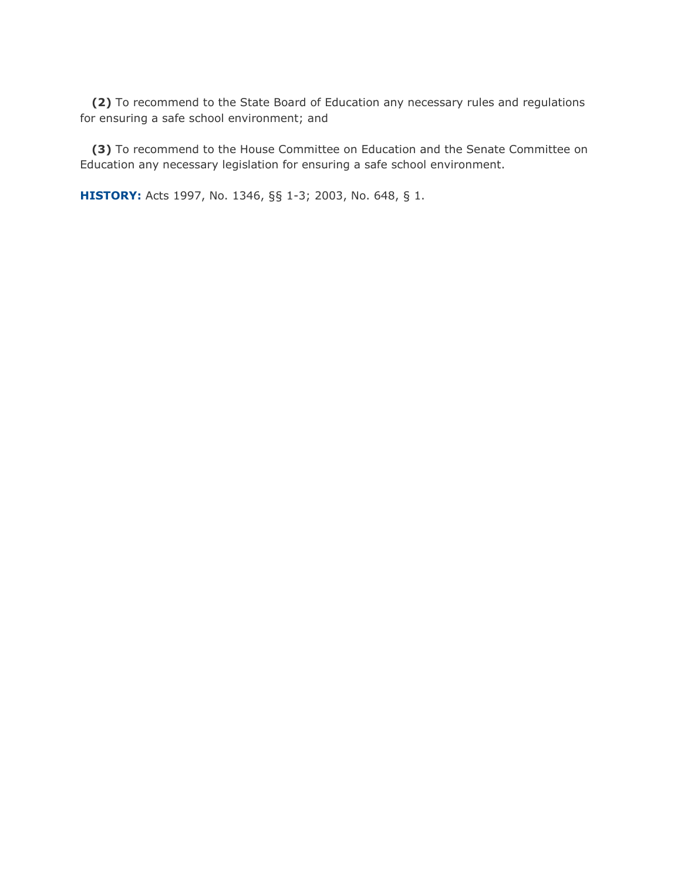**(2)** To recommend to the State Board of Education any necessary rules and regulations for ensuring a safe school environment; and

**(3)** To recommend to the House Committee on Education and the Senate Committee on Education any necessary legislation for ensuring a safe school environment.

**HISTORY:** Acts 1997, No. 1346, §§ 1-3; 2003, No. 648, § 1.